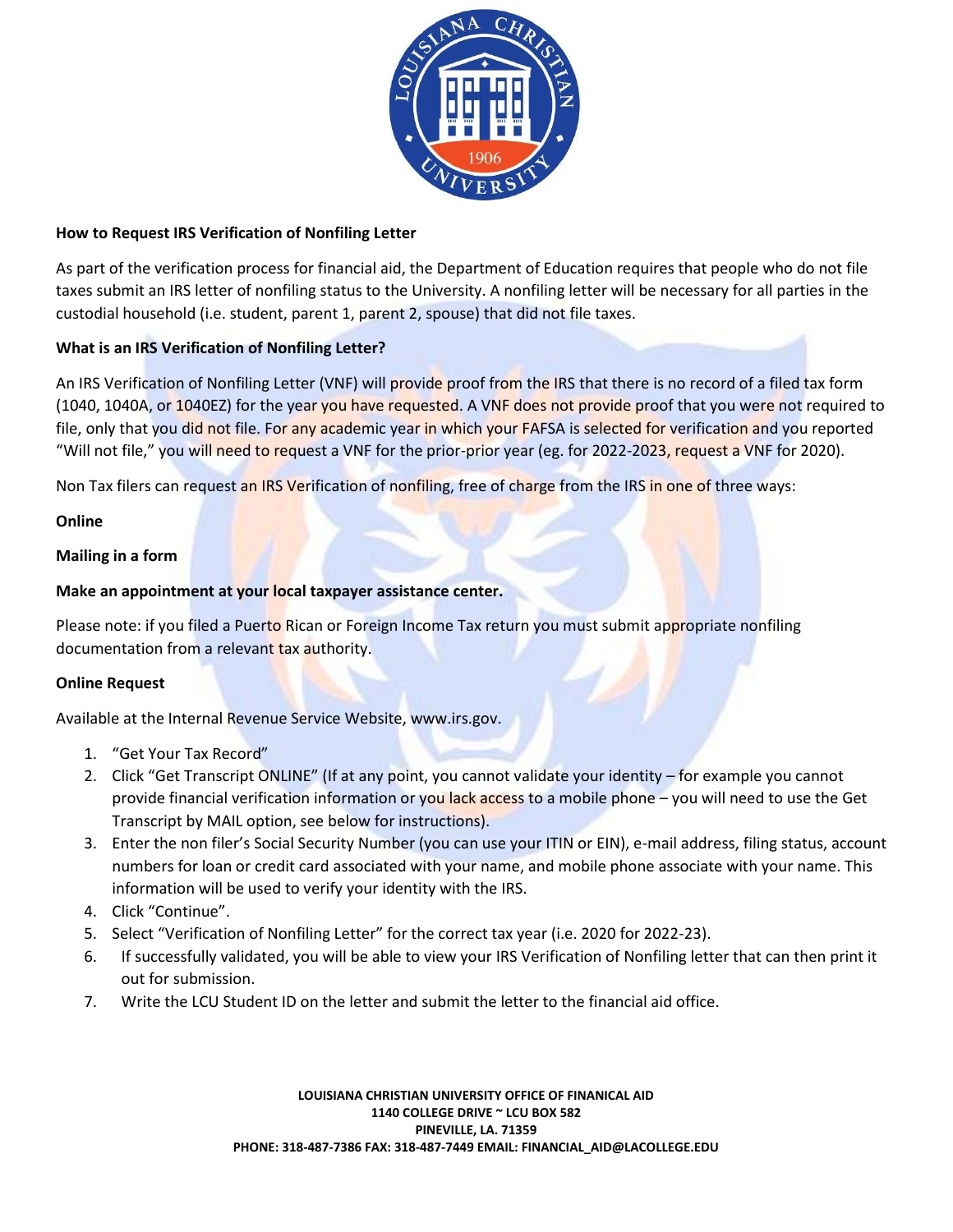**How to Request IRS Verification of Nonfiling Letter**

As part of the verification process for financial aid, the Department of Education requires that people who do not file taxes submit an IRS letter of nonfiling status to the University. A nonfiling letter will be necessary for all parties in the custodial household (i.e. student, parent 1, parent 2, spouse) that did not file taxes.

**What is an IRS Verification of Nonfiling Letter?**

An IRS Verification of Nonfiling Letter (VNF) will provide proof from the IRS that there is no record of a filed tax form (1040, 1040A, or 1040EZ) for the year you have requested. A VNF does not provide proof that you were not required to file, only that you did not file. For any academic year in which your FAFSA is selected for verification and you reported "Will not file," you will need to request a VNF for the prior-prior year (eg. for 2022-2023, request a VNF for 2020).

Non Tax filers can request an IRS Verification of nonfiling, free of charge from the IRS in one of three ways:

**Online**

**Mailing in a form**

**Make an appointment at your local taxpayer assistance center.**

Please note: if you filed a Puerto Rican or Foreign Income Tax return you must submit appropriate nonfiling documentation from a relevant tax authority.

**Online Request**

Available at the Internal Revenue Service Website, www.irs.gov.

1. "Get Your Tax Record"
2. Click "Get Transcript ONLINE" (If at any point, you cannot validate your identity – for example you cannot provide financial verification information or you lack access to a mobile phone – you will need to use the Get Transcript by MAIL option, see below for instructions).
3. Enter the non filer's Social Security Number (you can use your ITIN or EIN), e-mail address, filing status, account numbers for loan or credit card associated with your name, and mobile phone associate with your name. This information will be used to verify your identity with the IRS.
4. Click "Continue".
5. Select "Verification of Nonfiling Letter" for the correct tax year (i.e. 2020 for 2022-23).
6. If successfully validated, you will be able to view your IRS Verification of Nonfiling letter that can then print it out for submission.
7. Write the LCU Student ID on the letter and submit the letter to the financial aid office.

**LOUISIANA CHRISTIAN UNIVERSITY OFFICE OF FINANICAL AID**
**1140 COLLEGE DRIVE ~ LCU BOX 582**
**PINEVILLE, LA. 71359**
**PHONE: 318-487-7386 FAX: 318-487-7449 EMAIL: FINANCIAL_AID@LACOLLEGE.EDU**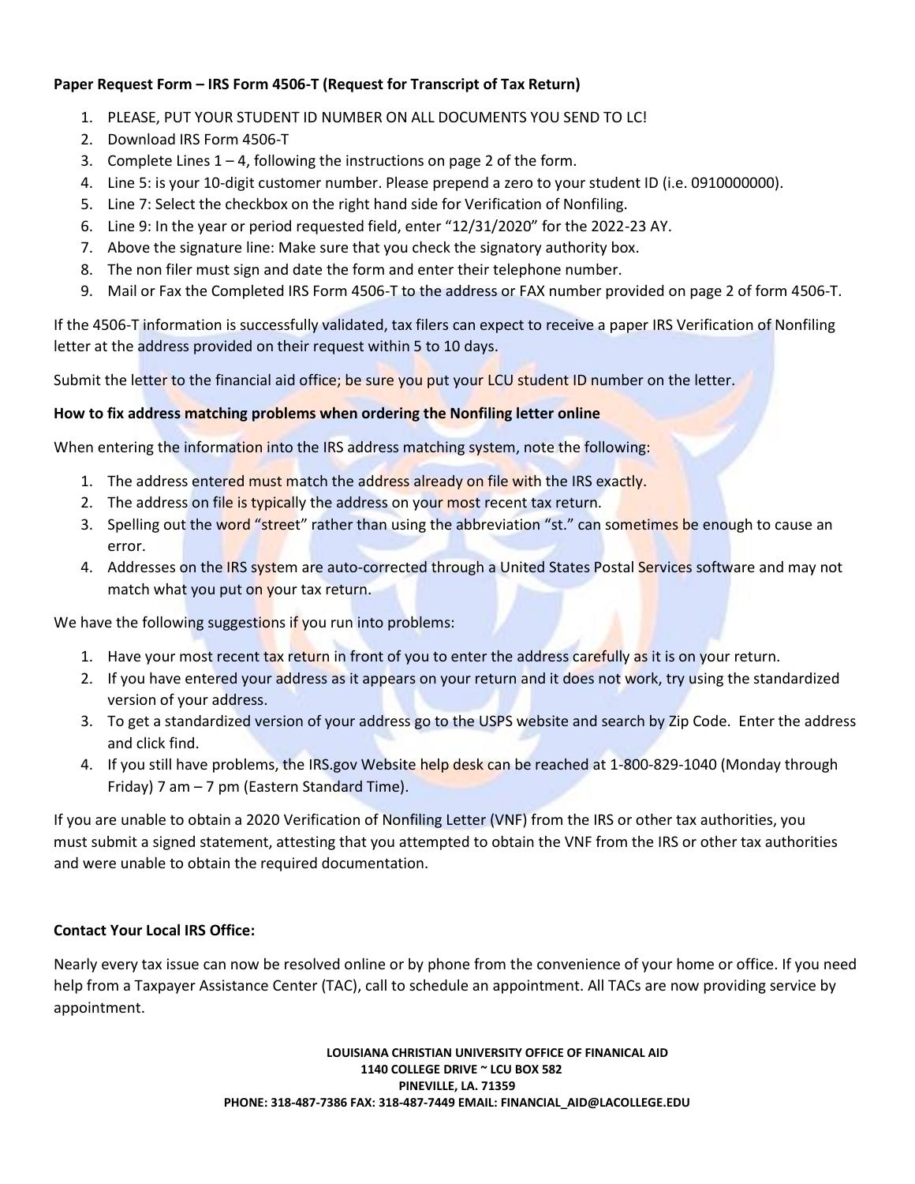**Paper Request Form – IRS Form 4506-T (Request for Transcript of Tax Return)**

1. PLEASE, PUT YOUR STUDENT ID NUMBER ON ALL DOCUMENTS YOU SEND TO LC!
2. Download IRS Form 4506-T
3. Complete Lines 1 – 4, following the instructions on page 2 of the form.
4. Line 5: is your 10-digit customer number. Please prepend a zero to your student ID (i.e. 0910000000).
5. Line 7: Select the checkbox on the right hand side for Verification of Nonfiling.
6. Line 9: In the year or period requested field, enter "12/31/2020" for the 2022-23 AY.
7. Above the signature line: Make sure that you check the signatory authority box.
8. The non filer must sign and date the form and enter their telephone number.
9. Mail or Fax the Completed IRS Form 4506-T to the address or FAX number provided on page 2 of form 4506-T.

If the 4506-T information is successfully validated, tax filers can expect to receive a paper IRS Verification of Nonfiling letter at the address provided on their request within 5 to 10 days.

Submit the letter to the financial aid office; be sure you put your LCU student ID number on the letter.

**How to fix address matching problems when ordering the Nonfiling letter online**

When entering the information into the IRS address matching system, note the following:

1. The address entered must match the address already on file with the IRS exactly.
2. The address on file is typically the address on your most recent tax return.
3. Spelling out the word "street" rather than using the abbreviation "st." can sometimes be enough to cause an error.
4. Addresses on the IRS system are auto-corrected through a United States Postal Services software and may not match what you put on your tax return.

We have the following suggestions if you run into problems:

1. Have your most recent tax return in front of you to enter the address carefully as it is on your return.
2. If you have entered your address as it appears on your return and it does not work, try using the standardized version of your address.
3. To get a standardized version of your address go to the USPS website and search by Zip Code. Enter the address and click find.
4. If you still have problems, the IRS.gov Website help desk can be reached at 1-800-829-1040 (Monday through Friday) 7 am – 7 pm (Eastern Standard Time).

If you are unable to obtain a 2020 Verification of Nonfiling Letter (VNF) from the IRS or other tax authorities, you must submit a signed statement, attesting that you attempted to obtain the VNF from the IRS or other tax authorities and were unable to obtain the required documentation.

**Contact Your Local IRS Office:**

Nearly every tax issue can now be resolved online or by phone from the convenience of your home or office. If you need help from a Taxpayer Assistance Center (TAC), call to schedule an appointment. All TACs are now providing service by appointment.

**LOUISIANA CHRISTIAN UNIVERSITY OFFICE OF FINANICAL AID**
**1140 COLLEGE DRIVE ~ LCU BOX 582**
**PINEVILLE, LA. 71359**
**PHONE: 318-487-7386 FAX: 318-487-7449 EMAIL: FINANCIAL_AID@LACOLLEGE.EDU**